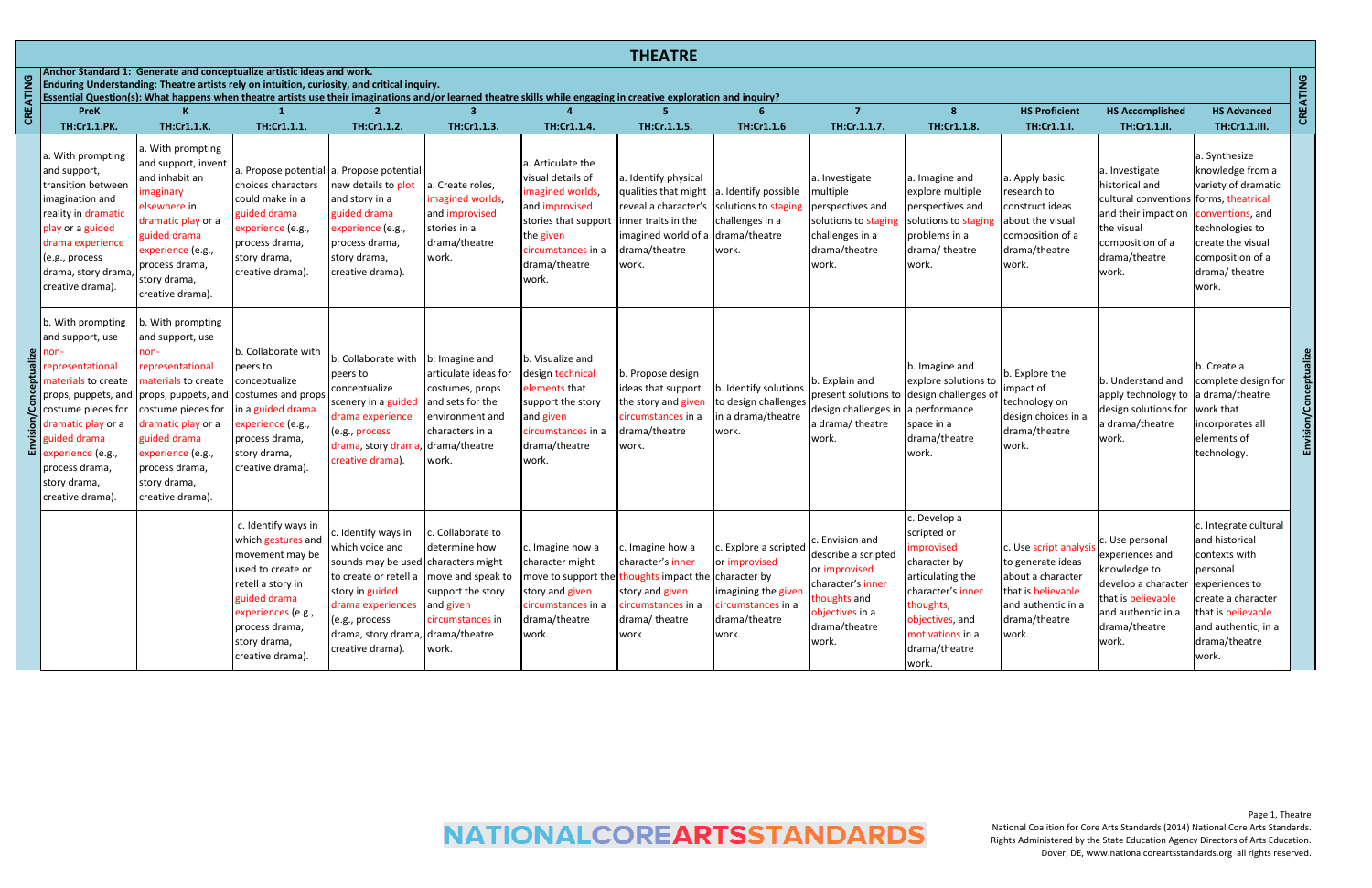# THEATRE

**CREATING**

**Anchor Standard 1: Generate and conceptualize artistic ideas and work.**
**Enduring Understanding: Theatre artists rely on intuition, curiosity, and critical inquiry.**
**Essential Question(s): What happens when theatre artists use their imaginations and/or learned theatre skills while engaging in creative exploration and inquiry?**

| | PreK<br>TH:Cr1.1.PK. | K<br>TH:Cr1.1.K. | 1<br>TH:Cr1.1.1. | 2<br>TH:Cr1.1.2. | 3<br>TH:Cr1.1.3. | 4<br>TH:Cr1.1.4. | 5<br>TH:Cr1.1.5. | 6<br>TH:Cr1.1.6 | 7<br>TH:Cr1.1.7. | 8<br>TH:Cr1.1.8. | HS Proficient<br>TH:Cr1.1.I. | HS Accomplished<br>TH:Cr1.1.II. | HS Advanced<br>TH:Cr1.1.III. |
|---|---|---|---|---|---|---|---|---|---|---|---|---|---|
| Envision/Conceptualize | a. With prompting and support, transition between imagination and reality in dramatic play or a guided drama experience (e.g., process drama, story drama, creative drama). | a. With prompting and support, invent and inhabit an imaginary elsewhere in dramatic play or a guided drama experience (e.g., process drama, story drama, creative drama). | a. Propose potential choices characters could make in a guided drama experience (e.g., process drama, story drama, creative drama). | a. Propose potential new details to plot and story in a guided drama experience (e.g., process drama, story drama, creative drama). | a. Create roles, imagined worlds, and improvised stories in a drama/theatre work. | a. Articulate the visual details of imagined worlds, and improvised stories that support the given circumstances in a drama/theatre work. | a. Identify physical qualities that might reveal a character's inner traits in the imagined world of a drama/theatre work. | a. Identify possible solutions to staging challenges in a drama/theatre work. | a. Investigate multiple perspectives and solutions to staging challenges in a drama/theatre work. | a. Imagine and explore multiple perspectives and solutions to staging problems in a drama/ theatre work. | a. Apply basic research to construct ideas about the visual composition of a drama/theatre work. | a. Investigate historical and cultural conventions and their impact on the visual composition of a drama/theatre work. | a. Synthesize knowledge from a variety of dramatic forms, theatrical conventions, and technologies to create the visual composition of a drama/ theatre work. |
| Envision/Conceptualize | b. With prompting and support, use non-representational materials to create props, puppets, and costume pieces for dramatic play or a guided drama experience (e.g., process drama, story drama, creative drama). | b. With prompting and support, use non-representational materials to create props, puppets, and costume pieces for dramatic play or a guided drama experience (e.g., process drama, story drama, creative drama). | b. Collaborate with peers to conceptualize costumes and props in a guided drama experience (e.g., process drama, story drama, creative drama). | b. Collaborate with peers to conceptualize scenery in a guided drama experience (e.g., process drama, story drama, creative drama). | b. Imagine and articulate ideas for costumes, props and sets for the environment and characters in a drama/theatre work. | b. Visualize and design technical elements that support the story and given circumstances in a drama/theatre work. | b. Propose design ideas that support the story and given circumstances in a drama/theatre work. | b. Identify solutions to design challenges in a drama/theatre work. | b. Explain and present solutions to design challenges in a drama/ theatre work. | b. Imagine and explore solutions to design challenges of a performance space in a drama/theatre work. | b. Explore the impact of technology on design choices in a drama/theatre work. | b. Understand and apply technology to design solutions for a drama/theatre work. | b. Create a complete design for a drama/theatre work that incorporates all elements of technology. |
| Envision/Conceptualize | | | c. Identify ways in which gestures and movement may be used to create or retell a story in guided drama experiences (e.g., process drama, story drama, creative drama). | c. Identify ways in which voice and sounds may be used to create or retell a story in guided drama experiences (e.g., process drama, story drama, creative drama). | c. Collaborate to determine how characters might move and speak to support the story and given circumstances in drama/theatre work. | c. Imagine how a character might move to support the story and given circumstances in a drama/theatre work. | c. Imagine how a character's inner thoughts impact the story and given circumstances in a drama/ theatre work | c. Explore a scripted or improvised character by imagining the given circumstances in a drama/theatre work. | c. Envision and describe a scripted or improvised character's inner thoughts and objectives in a drama/theatre work. | c. Develop a scripted or improvised character by articulating the character's inner thoughts, objectives, and motivations in a drama/theatre work. | c. Use script analysis to generate ideas about a character that is believable and authentic in a drama/theatre work. | c. Use personal experiences and knowledge to develop a character that is believable and authentic in a drama/theatre work. | c. Integrate cultural and historical contexts with personal experiences to create a character that is believable and authentic, in a drama/theatre work. |

NATIONALCOREARTSSTANDARDS

National Coalition for Core Arts Standards (2014) National Core Arts Standards. Rights Administered by the State Education Agency Directors of Arts Education. Dover, DE, www.nationalcoreartsstandards.org all rights reserved.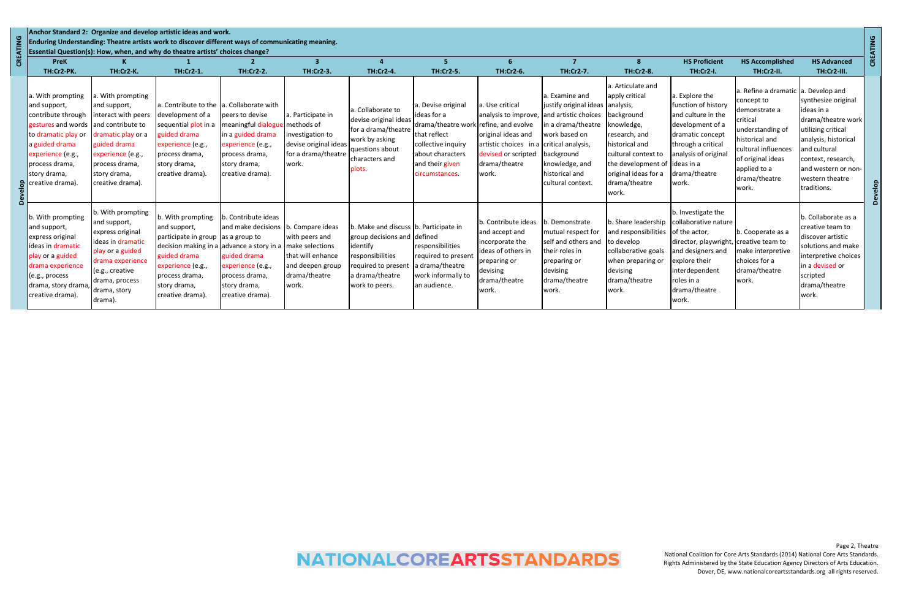**Anchor Standard 2: Organize and develop artistic ideas and work.**

**Enduring Understanding: Theatre artists work to discover different ways of communicating meaning.**

**Essential Question(s): How, when, and why do theatre artists' choices change?**

| | PreK TH:Cr2-PK. | K TH:Cr2-K. | 1 TH:Cr2-1. | 2 TH:Cr2-2. | 3 TH:Cr2-3. | 4 TH:Cr2-4. | 5 TH:Cr2-5. | 6 TH:Cr2-6. | 7 TH:Cr2-7. | 8 TH:Cr2-8. | HS Proficient TH:Cr2-I. | HS Accomplished TH:Cr2-II. | HS Advanced TH:Cr2-III. |
|---|---|---|---|---|---|---|---|---|---|---|---|---|---|
| Develop | a. With prompting and support, contribute through gestures and words to dramatic play or a guided drama experience (e.g., process drama, story drama, creative drama). | a. With prompting and support, interact with peers and contribute to dramatic play or a guided drama experience (e.g., process drama, story drama, creative drama). | a. Contribute to the development of a sequential plot in a guided drama experience (e.g., process drama, story drama, creative drama). | a. Collaborate with peers to devise meaningful dialogue in a guided drama experience (e.g., process drama, story drama, creative drama). | a. Participate in methods of investigation to devise original ideas for a drama/theatre work. | a. Collaborate to devise original ideas for a drama/theatre work by asking questions about characters and plots. | a. Devise original ideas for a drama/theatre work that reflect collective inquiry about characters and their given circumstances. | a. Use critical analysis to improve, refine, and evolve original ideas and artistic choices in a devised or scripted drama/theatre work. | a. Examine and justify original ideas and artistic choices in a drama/theatre work based on critical analysis, background knowledge, and historical and cultural context. | a. Articulate and apply critical analysis, background knowledge, research, and historical and cultural context to the development of original ideas for a drama/theatre work. | a. Explore the function of history and culture in the development of a dramatic concept through a critical analysis of original ideas in a drama/theatre work. | a. Refine a dramatic concept to demonstrate a critical understanding of historical and cultural influences of original ideas applied to a drama/theatre work. | a. Develop and synthesize original ideas in a drama/theatre work utilizing critical analysis, historical and cultural context, research, and western or non-western theatre traditions. |
| Develop | b. With prompting and support, express original ideas in dramatic play or a guided drama experience (e.g., process drama, story drama, creative drama). | b. With prompting and support, express original ideas in dramatic play or a guided drama experience (e.g., creative drama, process drama, story drama). | b. With prompting and support, participate in group decision making in a guided drama experience (e.g., process drama, story drama, creative drama). | b. Contribute ideas and make decisions as a group to advance a story in a guided drama experience (e.g., process drama, story drama, creative drama). | b. Compare ideas with peers and make selections that will enhance and deepen group drama/theatre work. | b. Make and discuss group decisions and identify responsibilities required to present a drama/theatre work to peers. | b. Participate in defined responsibilities required to present a drama/theatre work informally to an audience. | b. Contribute ideas and accept and incorporate the ideas of others in preparing or devising drama/theatre work. | b. Demonstrate mutual respect for self and others and their roles in preparing or devising drama/theatre work. | b. Share leadership and responsibilities to develop collaborative goals when preparing or devising drama/theatre work. | b. Investigate the collaborative nature of the actor, director, playwright, and designers and explore their interdependent roles in a drama/theatre work. | b. Cooperate as a creative team to make interpretive choices for a drama/theatre work. | b. Collaborate as a creative team to discover artistic solutions and make interpretive choices in a devised or scripted drama/theatre work. |

NATIONALCOREARTSSTANDARDS

National Coalition for Core Arts Standards (2014) National Core Arts Standards. Rights Administered by the State Education Agency Directors of Arts Education. Dover, DE, www.nationalcoreartsstandards.org all rights reserved.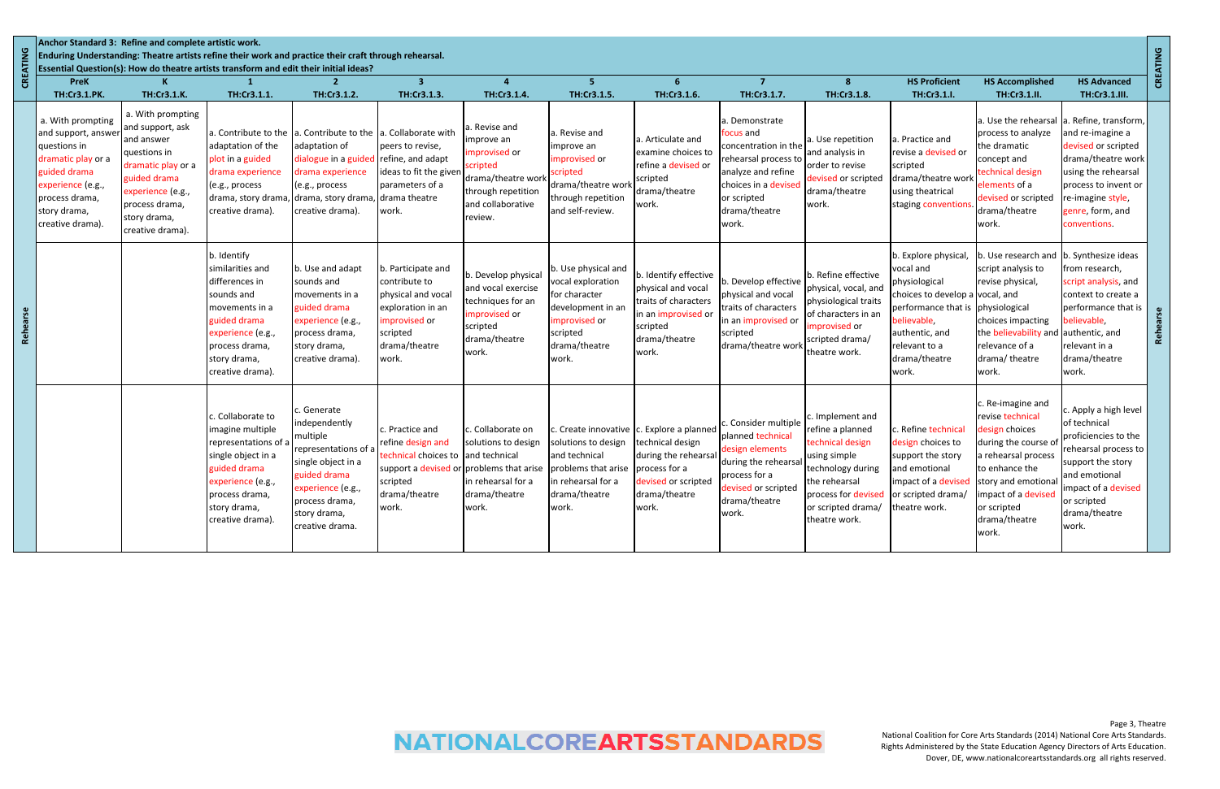**Anchor Standard 3: Refine and complete artistic work.**

**Enduring Understanding: Theatre artists refine their work and practice their craft through rehearsal.**

**Essential Question(s): How do theatre artists transform and edit their initial ideas?**

| | PreK TH:Cr3.1.PK. | K TH:Cr3.1.K. | 1 TH:Cr3.1.1. | 2 TH:Cr3.1.2. | 3 TH:Cr3.1.3. | 4 TH:Cr3.1.4. | 5 TH:Cr3.1.5. | 6 TH:Cr3.1.6. | 7 TH:Cr3.1.7. | 8 TH:Cr3.1.8. | HS Proficient TH:Cr3.1.I. | HS Accomplished TH:Cr3.1.II. | HS Advanced TH:Cr3.1.III. |
|---|---|---|---|---|---|---|---|---|---|---|---|---|---|
| Rehearse | a. With prompting and support, answer questions in dramatic play or a guided drama experience (e.g., process drama, story drama, creative drama). | a. With prompting and support, ask and answer questions in dramatic play or a guided drama experience (e.g., process drama, story drama, creative drama). | a. Contribute to the adaptation of the plot in a guided drama experience (e.g., process drama, story drama, creative drama). | a. Contribute to the adaptation of dialogue in a guided drama experience (e.g., process drama, story drama, creative drama). | a. Collaborate with peers to revise, refine, and adapt ideas to fit the given parameters of a drama theatre work. | a. Revise and improve an improvised or scripted drama/theatre work through repetition and collaborative review. | a. Revise and improve an improvised or scripted drama/theatre work through repetition and self-review. | a. Articulate and examine choices to refine a devised or scripted drama/theatre work. | a. Demonstrate focus and concentration in the rehearsal process to analyze and refine choices in a devised or scripted drama/theatre work. | a. Use repetition and analysis in order to revise devised or scripted drama/theatre work. | a. Practice and revise a devised or scripted drama/theatre work using theatrical staging conventions. | a. Use the rehearsal process to analyze the dramatic concept and technical design elements of a devised or scripted drama/theatre work. | a. Refine, transform, and re-imagine a devised or scripted drama/theatre work using the rehearsal process to invent or re-imagine style, genre, form, and conventions. |
| | | | b. Identify similarities and differences in sounds and movements in a guided drama experience (e.g., process drama, story drama, creative drama). | b. Use and adapt sounds and movements in a guided drama experience (e.g., process drama, story drama, creative drama). | b. Participate and contribute to physical and vocal exploration in an improvised or scripted drama/theatre work. | b. Develop physical and vocal exercise techniques for an improvised or scripted drama/theatre work. | b. Use physical and vocal exploration for character development in an improvised or scripted drama/theatre work. | b. Identify effective physical and vocal traits of characters in an improvised or scripted drama/theatre work. | b. Develop effective physical and vocal traits of characters in an improvised or scripted drama/theatre work | b. Refine effective physical, vocal, and physiological traits of characters in an improvised or scripted drama/ theatre work. | b. Explore physical, vocal and physiological choices to develop a performance that is believable, authentic, and relevant to a drama/theatre work. | b. Use research and script analysis to revise physical, vocal, and physiological choices impacting the believability and relevance of a drama/ theatre work. | b. Synthesize ideas from research, script analysis, and context to create a performance that is believable, authentic, and relevant in a drama/theatre work. |
| | | | c. Collaborate to imagine multiple representations of a single object in a guided drama experience (e.g., process drama, story drama, creative drama). | c. Generate independently multiple representations of a single object in a guided drama experience (e.g., process drama, story drama, creative drama. | c. Practice and refine design and technical choices to support a devised or scripted drama/theatre work. | c. Collaborate on solutions to design and technical problems that arise in rehearsal for a drama/theatre work. | c. Create innovative solutions to design and technical problems that arise in rehearsal for a drama/theatre work. | c. Explore a planned technical design during the rehearsal process for a devised or scripted drama/theatre work. | c. Consider multiple planned technical design elements during the rehearsal process for a devised or scripted drama/theatre work. | c. Implement and refine a planned technical design using simple technology during the rehearsal process for devised or scripted drama/ theatre work. | c. Refine technical design choices to support the story and emotional impact of a devised or scripted drama/ theatre work. | c. Re-imagine and revise technical design choices during the course of a rehearsal process to enhance the story and emotional impact of a devised or scripted drama/theatre work. | c. Apply a high level of technical proficiencies to the rehearsal process to support the story and emotional impact of a devised or scripted drama/theatre work. |

National Coalition for Core Arts Standards (2014) National Core Arts Standards. Rights Administered by the State Education Agency Directors of Arts Education. Dover, DE, www.nationalcoreartsstandards.org all rights reserved.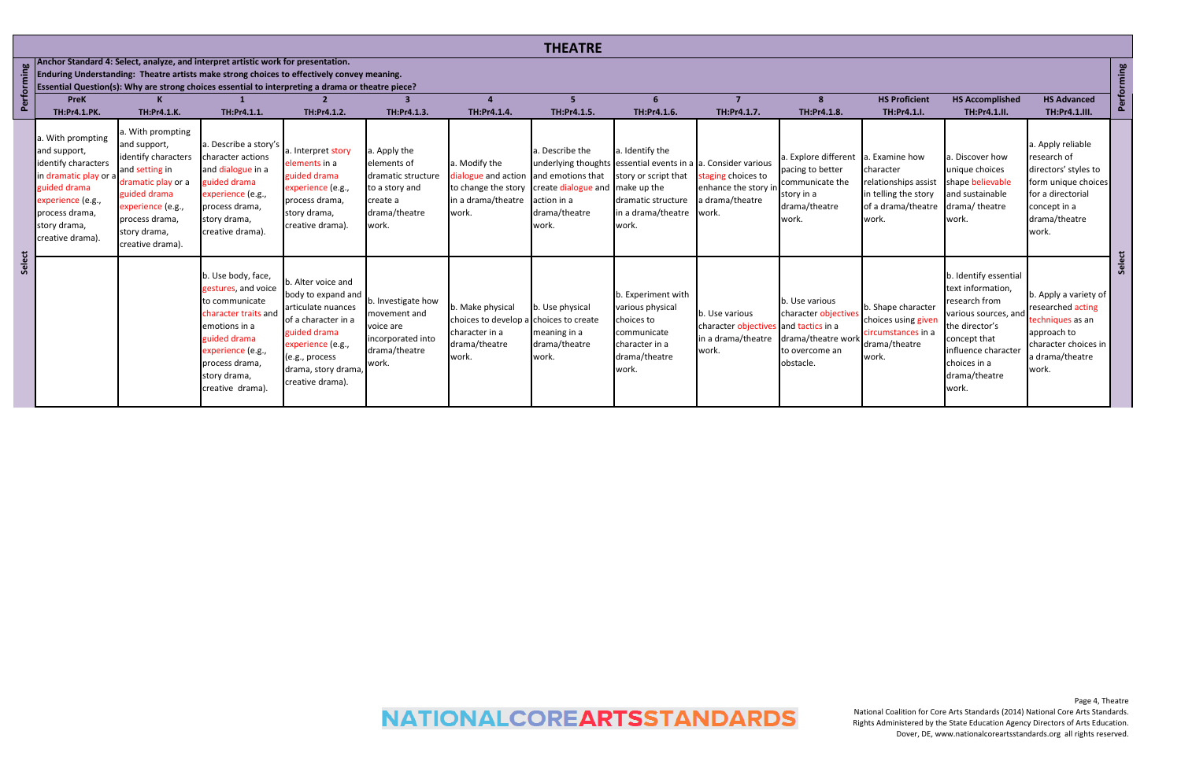# THEATRE

**Anchor Standard 4: Select, analyze, and interpret artistic work for presentation.**

**Enduring Understanding: Theatre artists make strong choices to effectively convey meaning.**

**Essential Question(s): Why are strong choices essential to interpreting a drama or theatre piece?**

| | PreK<br>TH:Pr4.1.PK. | K<br>TH:Pr4.1.K. | 1<br>TH:Pr4.1.1. | 2<br>TH:Pr4.1.2. | 3<br>TH:Pr4.1.3. | 4<br>TH:Pr4.1.4. | 5<br>TH:Pr4.1.5. | 6<br>TH:Pr4.1.6. | 7<br>TH:Pr4.1.7. | 8<br>TH:Pr4.1.8. | HS Proficient<br>TH:Pr4.1.I. | HS Accomplished<br>TH:Pr4.1.II. | HS Advanced<br>TH:Pr4.1.III. |
|---|---|---|---|---|---|---|---|---|---|---|---|---|---|
| Select | a. With prompting and support, identify characters in dramatic play or a guided drama experience (e.g., process drama, story drama, creative drama). | a. With prompting and support, identify characters and setting in dramatic play or a guided drama experience (e.g., process drama, story drama, creative drama). | a. Describe a story's character actions and dialogue in a guided drama experience (e.g., process drama, story drama, creative drama). | a. Interpret story elements in a guided drama experience (e.g., process drama, story drama, creative drama). | a. Apply the elements of dramatic structure to a story and create a drama/theatre work. | a. Modify the dialogue and action to change the story in a drama/theatre work. | a. Describe the underlying thoughts and emotions that create dialogue and action in a drama/theatre work. | a. Identify the essential events in a story or script that make up the dramatic structure in a drama/theatre work. | a. Consider various staging choices to enhance the story in a drama/theatre work. | a. Explore different pacing to better communicate the story in a drama/theatre work. | a. Examine how character relationships assist in telling the story of a drama/theatre work. | a. Discover how unique choices shape believable and sustainable drama/ theatre work. | a. Apply reliable research of directors' styles to form unique choices for a directorial concept in a drama/theatre work. |
| Select | | | b. Use body, face, gestures, and voice to communicate character traits and emotions in a guided drama experience (e.g., process drama, story drama, creative drama). | b. Alter voice and body to expand and articulate nuances of a character in a guided drama experience (e.g., (e.g., process drama, story drama, creative drama). | b. Investigate how movement and voice are incorporated into drama/theatre work. | b. Make physical choices to develop a character in a drama/theatre work. | b. Use physical choices to create meaning in a drama/theatre work. | b. Experiment with various physical choices to communicate character in a drama/theatre work. | b. Use various character objectives in a drama/theatre work. | b. Use various character objectives and tactics in a drama/theatre work to overcome an obstacle. | b. Shape character choices using given circumstances in a drama/theatre work. | b. Identify essential text information, research from various sources, and the director's concept that influence character choices in a drama/theatre work. | b. Apply a variety of researched acting techniques as an approach to character choices in a drama/theatre work. |

National Coalition for Core Arts Standards (2014) National Core Arts Standards. Rights Administered by the State Education Agency Directors of Arts Education. Dover, DE, www.nationalcoreartsstandards.org all rights reserved.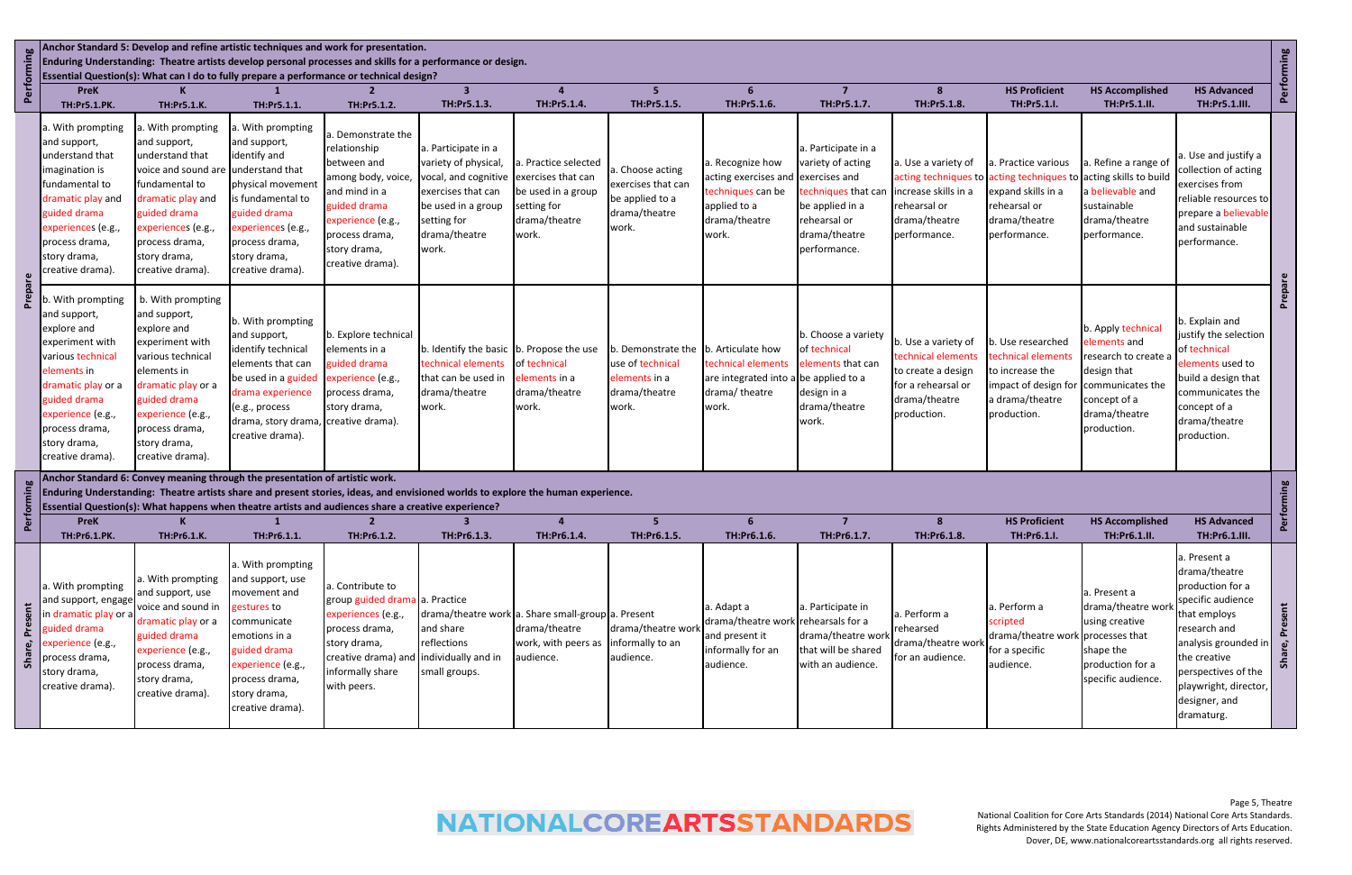**Performing**

**Anchor Standard 5: Develop and refine artistic techniques and work for presentation.**

**Enduring Understanding: Theatre artists develop personal processes and skills for a performance or design.**

**Essential Question(s): What can I do to fully prepare a performance or technical design?**

| | PreK TH:Pr5.1.PK. | K TH:Pr5.1.K. | 1 TH:Pr5.1.1. | 2 TH:Pr5.1.2. | 3 TH:Pr5.1.3. | 4 TH:Pr5.1.4. | 5 TH:Pr5.1.5. | 6 TH:Pr5.1.6. | 7 TH:Pr5.1.7. | 8 TH:Pr5.1.8. | HS Proficient TH:Pr5.1.I. | HS Accomplished TH:Pr5.1.II. | HS Advanced TH:Pr5.1.III. |
|---|---|---|---|---|---|---|---|---|---|---|---|---|---|
| Prepare | a. With prompting and support, understand that imagination is fundamental to dramatic play and guided drama experiences (e.g., process drama, story drama, creative drama). | a. With prompting and support, understand that voice and sound are fundamental to dramatic play and guided drama experiences (e.g., process drama, story drama, creative drama). | a. With prompting and support, understand that physical movement is fundamental to guided drama experiences (e.g., process drama, story drama, creative drama). | a. Demonstrate the relationship between and among body, voice, and mind in a guided drama experience (e.g., process drama, story drama, creative drama). | a. Participate in a variety of physical, vocal, and cognitive exercises that can be used in a group setting for drama/theatre work. | a. Practice selected exercises that can be used in a group setting for drama/theatre work. | a. Choose acting exercises that can be applied to a drama/theatre work. | a. Recognize how acting exercises and techniques can be applied to a drama/theatre work. | a. Participate in a variety of acting exercises and techniques that can be applied in a rehearsal or drama/theatre performance. | a. Use a variety of acting techniques to increase skills in a rehearsal or drama/theatre performance. | a. Practice various acting techniques to expand skills in a rehearsal or drama/theatre performance. | a. Refine a range of acting skills to build a believable and sustainable drama/theatre performance. | a. Use and justify a collection of acting exercises from reliable resources to prepare a believable and sustainable performance. |
| Prepare | b. With prompting and support, explore and experiment with various technical elements in dramatic play or a guided drama experience (e.g., process drama, story drama, creative drama). | b. With prompting and support, explore and experiment with various technical elements in dramatic play or a guided drama experience (e.g., process drama, story drama, creative drama). | b. With prompting and support, identify technical elements that can be used in a guided drama experience (e.g., process drama, story drama, creative drama). | b. Explore technical elements in a guided drama experience (e.g., process drama, story drama, creative drama). | b. Identify the basic technical elements that can be used in drama/theatre work. | b. Propose the use of technical elements in a drama/theatre work. | b. Demonstrate the use of technical elements in a drama/theatre work. | b. Articulate how technical elements are integrated into a drama/ theatre work. | b. Choose a variety of technical elements that can be applied to a design in a drama/theatre work. | b. Use a variety of technical elements to create a design for a rehearsal or drama/theatre production. | b. Use researched technical elements to increase the impact of design for a drama/theatre production. | b. Apply technical elements and research to create a design that communicates the concept of a drama/theatre production. | b. Explain and justify the selection of technical elements used to build a design that communicates the concept of a drama/theatre production. |

**Performing**

**Anchor Standard 6: Convey meaning through the presentation of artistic work.**

**Enduring Understanding: Theatre artists share and present stories, ideas, and envisioned worlds to explore the human experience.**

**Essential Question(s): What happens when theatre artists and audiences share a creative experience?**

| | PreK TH:Pr6.1.PK. | K TH:Pr6.1.K. | 1 TH:Pr6.1.1. | 2 TH:Pr6.1.2. | 3 TH:Pr6.1.3. | 4 TH:Pr6.1.4. | 5 TH:Pr6.1.5. | 6 TH:Pr6.1.6. | 7 TH:Pr6.1.7. | 8 TH:Pr6.1.8. | HS Proficient TH:Pr6.1.I. | HS Accomplished TH:Pr6.1.II. | HS Advanced TH:Pr6.1.III. |
|---|---|---|---|---|---|---|---|---|---|---|---|---|---|
| Share, Present | a. With prompting and support, engage in dramatic play or a guided drama experience (e.g., process drama, story drama, creative drama). | a. With prompting and support, use voice and sound in dramatic play or a guided drama experience (e.g., process drama, story drama, creative drama). | a. With prompting and support, use movement and gestures to communicate emotions in a guided drama experience (e.g., process drama, story drama, creative drama). | a. Contribute to group guided drama experiences (e.g., process drama, story drama, creative drama) and informally share with peers. | a. Practice drama/theatre work and share reflections individually and in small groups. | a. Share small-group drama/theatre work, with peers as audience. | a. Present drama/theatre work informally to an audience. | a. Adapt a drama/theatre work and present it informally for an audience. | a. Participate in rehearsals for a drama/theatre work that will be shared with an audience. | a. Perform a rehearsed drama/theatre work for an audience. | a. Perform a scripted drama/theatre work for a specific audience. | a. Present a drama/theatre work using creative processes that shape the production for a specific audience. | a. Present a drama/theatre production for a specific audience that employs research and analysis grounded in the creative perspectives of the playwright, director, designer, and dramaturg. |

NATIONALCOREARTSSTANDARDS

National Coalition for Core Arts Standards (2014) National Core Arts Standards. Rights Administered by the State Education Agency Directors of Arts Education. Dover, DE, www.nationalcoreartsstandards.org all rights reserved.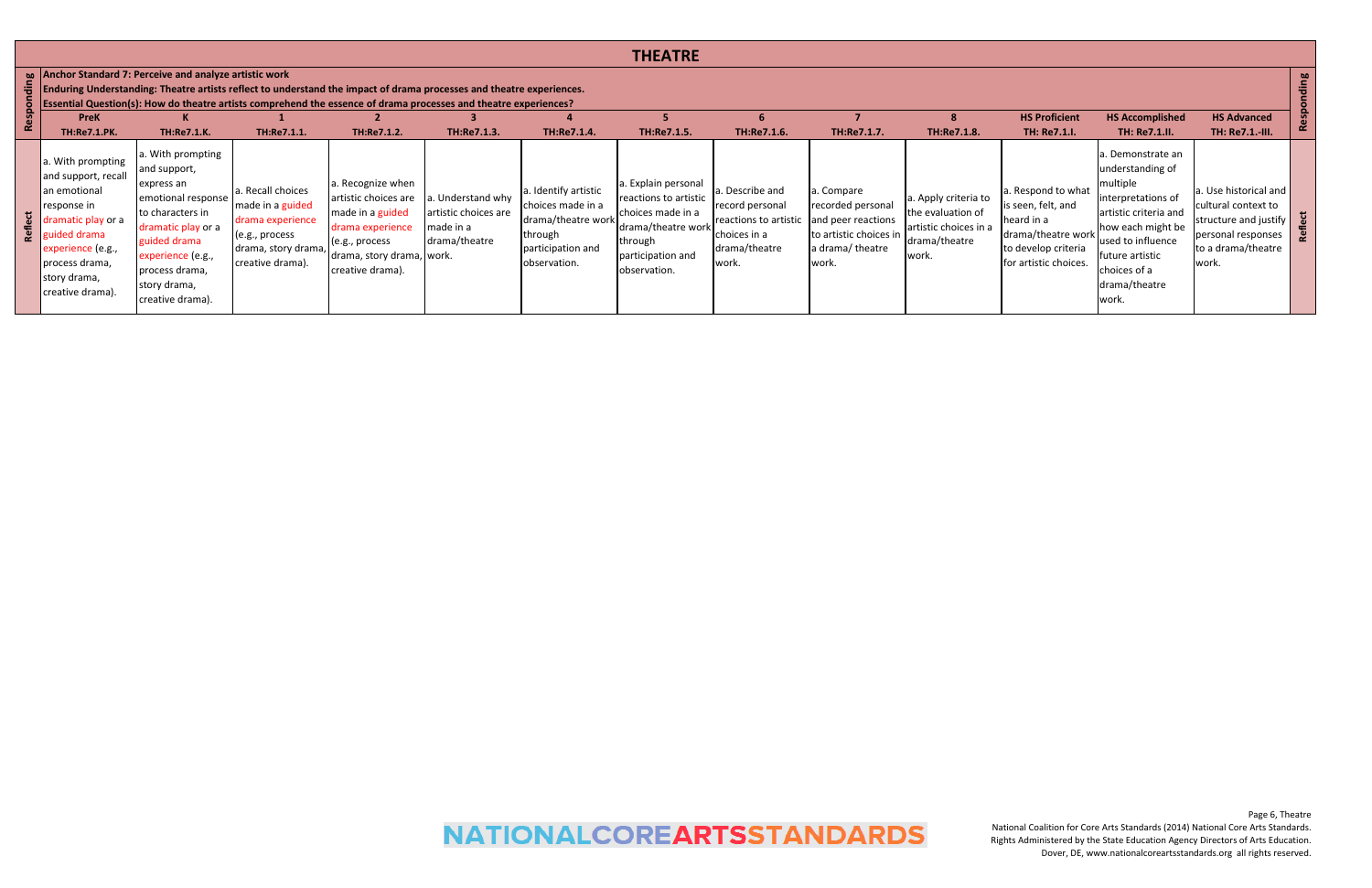# THEATRE

**Anchor Standard 7: Perceive and analyze artistic work**

**Enduring Understanding: Theatre artists reflect to understand the impact of drama processes and theatre experiences.**

**Essential Question(s): How do theatre artists comprehend the essence of drama processes and theatre experiences?**

| Responding | PreK<br>TH:Re7.1.PK. | K<br>TH:Re7.1.K. | 1<br>TH:Re7.1.1. | 2<br>TH:Re7.1.2. | 3<br>TH:Re7.1.3. | 4<br>TH:Re7.1.4. | 5<br>TH:Re7.1.5. | 6<br>TH:Re7.1.6. | 7<br>TH:Re7.1.7. | 8<br>TH:Re7.1.8. | HS Proficient<br>TH: Re7.1.I. | HS Accomplished<br>TH: Re7.1.II. | HS Advanced<br>TH: Re7.1.-III. | Responding |
|---|---|---|---|---|---|---|---|---|---|---|---|---|---|---|
| Reflect | a. With prompting and support, recall an emotional response in dramatic play or a guided drama experience (e.g., process drama, story drama, creative drama). | a. With prompting and support, express an emotional response to characters in dramatic play or a guided drama experience (e.g., process drama, story drama, creative drama). | a. Recall choices made in a guided drama experience (e.g., process drama, story drama, creative drama). | a. Recognize when artistic choices are made in a guided drama experience (e.g., process drama, story drama, creative drama). | a. Understand why artistic choices are made in a drama/theatre work. | a. Identify artistic choices made in a drama/theatre work through participation and observation. | a. Explain personal reactions to artistic choices made in a drama/theatre work through participation and observation. | a. Describe and record personal reactions to artistic choices in a drama/theatre work. | a. Compare recorded personal and peer reactions to artistic choices in a drama/ theatre work. | a. Apply criteria to the evaluation of artistic choices in a drama/theatre work. | a. Respond to what is seen, felt, and heard in a drama/theatre work to develop criteria for artistic choices. | a. Demonstrate an understanding of multiple interpretations of artistic criteria and how each might be used to influence future artistic choices of a drama/theatre work. | a. Use historical and cultural context to structure and justify personal responses to a drama/theatre work. | Reflect |

NATIONALCOREARTSSTANDARDS

National Coalition for Core Arts Standards (2014) National Core Arts Standards. Rights Administered by the State Education Agency Directors of Arts Education. Dover, DE, www.nationalcoreartsstandards.org all rights reserved.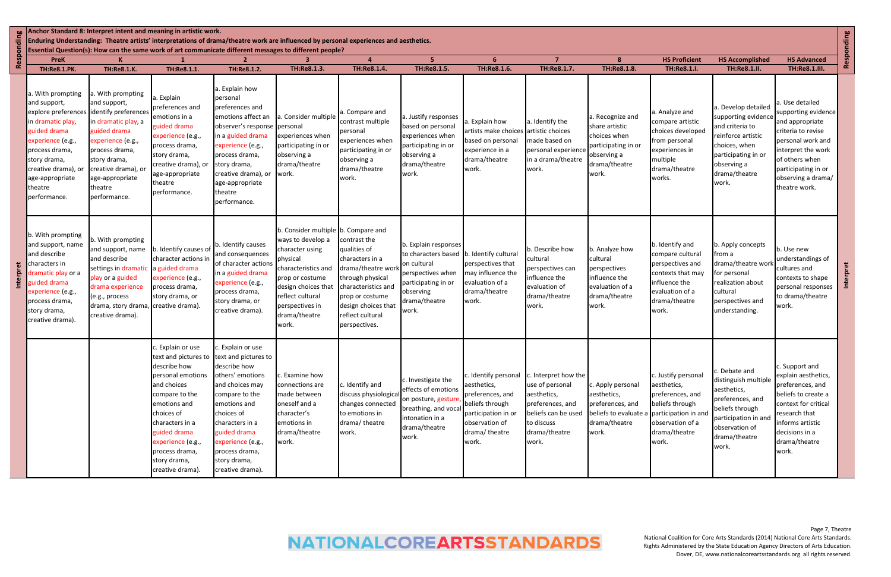**Anchor Standard 8: Interpret intent and meaning in artistic work.**

**Enduring Understanding: Theatre artists' interpretations of drama/theatre work are influenced by personal experiences and aesthetics.**

**Essential Question(s): How can the same work of art communicate different messages to different people?**

| Responding | PreK | K | 1 | 2 | 3 | 4 | 5 | 6 | 7 | 8 | HS Proficient | HS Accomplished | HS Advanced | Responding |
|---|---|---|---|---|---|---|---|---|---|---|---|---|---|---|
| | TH:Re8.1.PK. | TH:Re8.1.K. | TH:Re8.1.1. | TH:Re8.1.2. | TH:Re8.1.3. | TH:Re8.1.4. | TH:Re8.1.5. | TH:Re8.1.6. | TH:Re8.1.7. | TH:Re8.1.8. | TH:Re8.1.I. | TH:Re8.1.II. | TH:Re8.1.III. | |
| Interpret | a. With prompting and support, explore preferences in dramatic play, guided drama experience (e.g., process drama, story drama, creative drama), or age-appropriate theatre performance. | a. With prompting and support, identify preferences in dramatic play, a guided drama experience (e.g., process drama, story drama, creative drama), or age-appropriate theatre performance. | a. Explain preferences and emotions in a guided drama experience (e.g., process drama, story drama, creative drama), or age-appropriate theatre performance. | a. Explain how personal preferences and emotions affect an observer's response in a guided drama experience (e.g., process drama, story drama, creative drama), or age-appropriate theatre performance. | a. Consider multiple personal experiences when participating in or observing a drama/theatre work. | a. Compare and contrast multiple personal experiences when participating in or observing a drama/theatre work. | a. Justify responses based on personal experiences when participating in or observing a drama/theatre work. | a. Explain how artists make choices based on personal experience in a drama/theatre work. | a. Identify the artistic choices made based on personal experience in a drama/theatre work. | a. Recognize and share artistic choices when participating in or observing a drama/theatre work. | a. Analyze and compare artistic choices developed from personal experiences in multiple drama/theatre works. | a. Develop detailed supporting evidence and criteria to reinforce artistic choices, when participating in or observing a drama/theatre work. | a. Use detailed supporting evidence and appropriate criteria to revise personal work and interpret the work of others when participating in or observing a drama/ theatre work. | Interpret |
| | b. With prompting and support, name and describe characters in dramatic play or a guided drama experience (e.g., process drama, story drama, creative drama). | b. With prompting and support, name and describe settings in dramatic play or a guided drama experience (e.g., process drama, story drama, creative drama). | b. Identify causes of character actions in a guided drama experience (e.g., process drama, story drama, or creative drama). | b. Identify causes and consequences of character actions in a guided drama experience (e.g., process drama, story drama, or creative drama). | b. Consider multiple ways to develop a character using physical characteristics and prop or costume design choices that reflect cultural perspectives in drama/theatre work. | b. Compare and contrast the qualities of characters in a drama/theatre work through physical characteristics and prop or costume design choices that reflect cultural perspectives. | b. Explain responses to characters based on cultural perspectives when participating in or observing drama/theatre work. | b. Identify cultural perspectives that may influence the evaluation of a drama/theatre work. | b. Describe how cultural perspectives can influence the evaluation of drama/theatre work. | b. Analyze how cultural perspectives influence the evaluation of a drama/theatre work. | b. Identify and compare cultural perspectives and contexts that may influence the evaluation of a drama/theatre work. | b. Apply concepts from a drama/theatre work for personal realization about cultural perspectives and understanding. | b. Use new understandings of cultures and contexts to shape personal responses to drama/theatre work. | |
| | | | c. Explain or use text and pictures to describe how personal emotions and choices compare to the emotions and choices of characters in a guided drama experience (e.g., process drama, story drama, creative drama). | c. Explain or use text and pictures to describe how others' emotions and choices may compare to the emotions and choices of characters in a guided drama experience (e.g., process drama, story drama, creative drama). | c. Examine how connections are made between oneself and a character's emotions in drama/theatre work. | c. Identify and discuss physiological changes connected to emotions in drama/ theatre work. | c. Investigate the effects of emotions on posture, gesture, breathing, and vocal intonation in a drama/theatre work. | c. Identify personal aesthetics, preferences, and beliefs through participation in or observation of drama/ theatre work. | c. Interpret how the use of personal aesthetics, preferences, and beliefs can be used to discuss drama/theatre work. | c. Apply personal aesthetics, preferences, and beliefs to evaluate a drama/theatre work. | c. Justify personal aesthetics, preferences, and beliefs through participation in and observation of a drama/theatre work. | c. Debate and distinguish multiple aesthetics, preferences, and beliefs through participation in and observation of drama/theatre work. | c. Support and explain aesthetics, preferences, and beliefs to create a context for critical research that informs artistic decisions in a drama/theatre work. | |

NATIONALCOREARTSSTANDARDS

National Coalition for Core Arts Standards (2014) National Core Arts Standards.
Rights Administered by the State Education Agency Directors of Arts Education.
Dover, DE, www.nationalcoreartsstandards.org all rights reserved.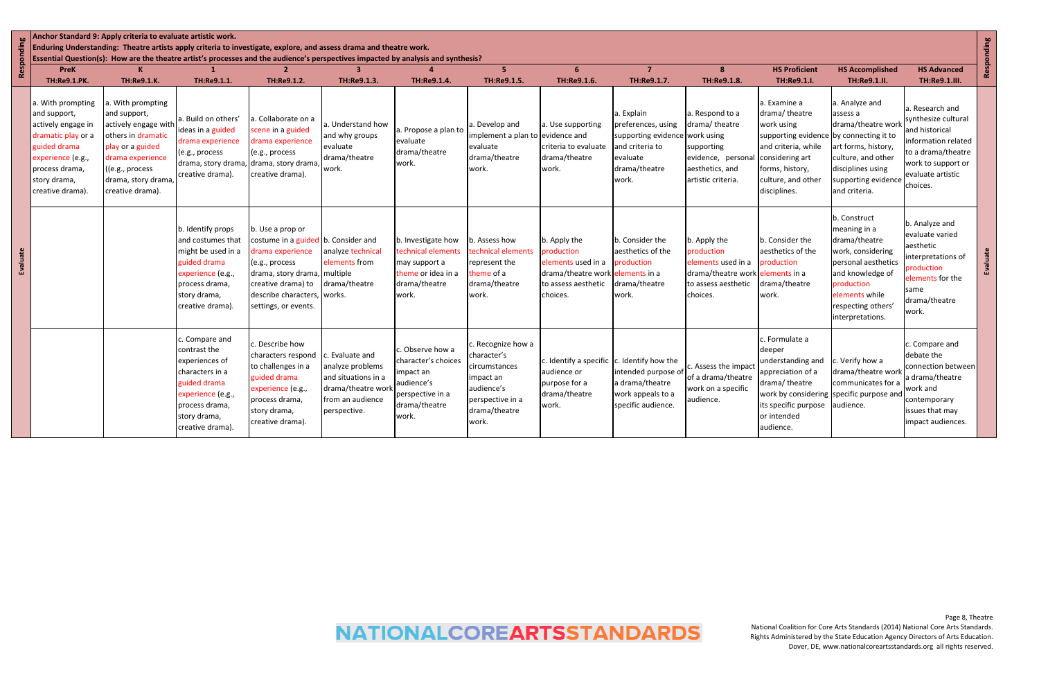Responding

**Anchor Standard 9: Apply criteria to evaluate artistic work.**

**Enduring Understanding: Theatre artists apply criteria to investigate, explore, and assess drama and theatre work.**

**Essential Question(s): How are the theatre artist's processes and the audience's perspectives impacted by analysis and synthesis?**

| | PreK TH:Re9.1.PK. | K TH:Re9.1.K. | 1 TH:Re9.1.1. | 2 TH:Re9.1.2. | 3 TH:Re9.1.3. | 4 TH:Re9.1.4. | 5 TH:Re9.1.5. | 6 TH:Re9.1.6. | 7 TH:Re9.1.7. | 8 TH:Re9.1.8. | HS Proficient TH:Re9.1.I. | HS Accomplished TH:Re9.1.II. | HS Advanced TH:Re9.1.III. |
|---|---|---|---|---|---|---|---|---|---|---|---|---|---|
| Evaluate | a. With prompting and support, actively engage in dramatic play or a guided drama experience (e.g., process drama, story drama, creative drama). | a. With prompting and support, actively engage with others in dramatic play or a guided drama experience ((e.g., process drama, story drama, creative drama). | a. Build on others' ideas in a guided drama experience (e.g., process drama, story drama, creative drama). | a. Collaborate on a scene in a guided drama experience (e.g., process drama, story drama, creative drama). | a. Understand how and why groups evaluate drama/theatre work. | a. Propose a plan to evaluate drama/theatre work. | a. Develop and implement a plan to evaluate drama/theatre work. | a. Use supporting evidence and criteria to evaluate drama/theatre work. | a. Explain preferences, using supporting evidence and criteria to evaluate drama/theatre work. | a. Respond to a drama/ theatre work using supporting evidence, personal aesthetics, and artistic criteria. | a. Examine a drama/ theatre work using supporting evidence and criteria, while considering art forms, history, culture, and other disciplines. | a. Analyze and assess a drama/theatre work by connecting it to art forms, history, culture, and other disciplines using supporting evidence and criteria. | a. Research and synthesize cultural and historical information related to a drama/theatre work to support or evaluate artistic choices. |
| | | | b. Identify props and costumes that might be used in a guided drama experience (e.g., process drama, story drama, creative drama). | b. Use a prop or costume in a guided drama experience (e.g., process drama, story drama, creative drama) to describe characters, settings, or events. | b. Consider and analyze technical elements from multiple drama/theatre works. | b. Investigate how technical elements may support a theme or idea in a drama/theatre work. | b. Assess how technical elements represent the theme of a drama/theatre work. | b. Apply the production elements used in a drama/theatre work to assess aesthetic choices. | b. Consider the aesthetics of the production elements in a drama/theatre work. | b. Apply the production elements used in a drama/theatre work to assess aesthetic choices. | b. Consider the aesthetics of the production elements in a drama/theatre work. | b. Construct meaning in a drama/theatre work, considering personal aesthetics and knowledge of production elements while respecting others' interpretations. | b. Analyze and evaluate varied aesthetic interpretations of production elements for the same drama/theatre work. |
| | | | c. Compare and contrast the experiences of characters in a guided drama experience (e.g., process drama, story drama, creative drama). | c. Describe how characters respond to challenges in a guided drama experience (e.g., process drama, story drama, creative drama). | c. Evaluate and analyze problems and situations in a drama/theatre work from an audience perspective. | c. Observe how a character's choices impact an audience's perspective in a drama/theatre work. | c. Recognize how a character's circumstances impact an audience's perspective in a drama/theatre work. | c. Identify a specific audience or purpose for a drama/theatre work. | c. Identify how the intended purpose of a drama/theatre work appeals to a specific audience. | c. Assess the impact of a drama/theatre work on a specific audience. | c. Formulate a deeper understanding and appreciation of a drama/ theatre work by considering its specific purpose or intended audience. | c. Verify how a drama/theatre work communicates for a specific purpose and audience. | c. Compare and debate the connection between a drama/theatre work and contemporary issues that may impact audiences. |

NATIONALCOREARTSSTANDARDS

National Coalition for Core Arts Standards (2014) National Core Arts Standards. Rights Administered by the State Education Agency Directors of Arts Education. Dover, DE, www.nationalcoreartsstandards.org all rights reserved.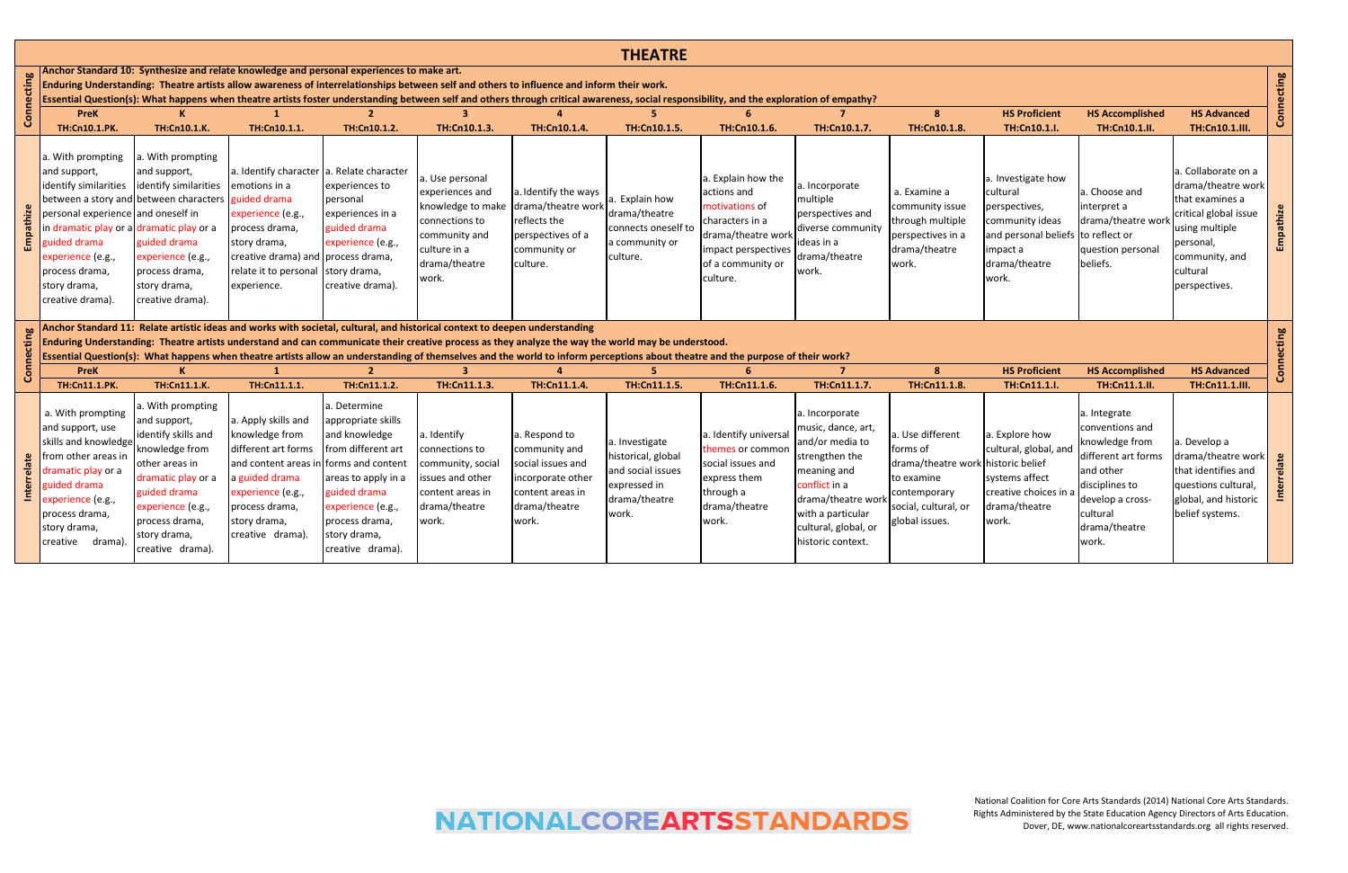# THEATRE

## Connecting

**Anchor Standard 10: Synthesize and relate knowledge and personal experiences to make art.**

**Enduring Understanding: Theatre artists allow awareness of interrelationships between self and others to influence and inform their work.**

**Essential Question(s): What happens when theatre artists foster understanding between self and others through critical awareness, social responsibility, and the exploration of empathy?**

| | PreK | K | 1 | 2 | 3 | 4 | 5 | 6 | 7 | 8 | HS Proficient | HS Accomplished | HS Advanced |
|---|---|---|---|---|---|---|---|---|---|---|---|---|---|
| | TH:Cn10.1.PK. | TH:Cn10.1.K. | TH:Cn10.1.1. | TH:Cn10.1.2. | TH:Cn10.1.3. | TH:Cn10.1.4. | TH:Cn10.1.5. | TH:Cn10.1.6. | TH:Cn10.1.7. | TH:Cn10.1.8. | TH:Cn10.1.I. | TH:Cn10.1.II. | TH:Cn10.1.III. |
| Empathize | a. With prompting and support, identify similarities between a story and personal experience in dramatic play or a guided drama experience (e.g., process drama, story drama, creative drama). | a. With prompting and support, identify similarities between characters and oneself in dramatic play or a guided drama experience (e.g., process drama, story drama, creative drama). | a. Identify character emotions in a guided drama experience (e.g., process drama, story drama, creative drama) and relate it to personal experience. | a. Relate character experiences to personal experiences in a guided drama experience (e.g., process drama, story drama, creative drama). | a. Use personal experiences and knowledge to make connections to community and culture in a drama/theatre work. | a. Identify the ways drama/theatre work reflects the perspectives of a community or culture. | a. Explain how drama/theatre connects oneself to a community or culture. | a. Explain how the actions and motivations of characters in a drama/theatre work impact perspectives of a community or culture. | a. Incorporate multiple perspectives and diverse community ideas in a drama/theatre work. | a. Examine a community issue through multiple perspectives in a drama/theatre work. | a. Investigate how cultural perspectives, community ideas and personal beliefs impact a drama/theatre work. | a. Choose and interpret a drama/theatre work to reflect or question personal beliefs. | a. Collaborate on a drama/theatre work that examines a critical global issue using multiple personal, community, and cultural perspectives. |

## Connecting

**Anchor Standard 11: Relate artistic ideas and works with societal, cultural, and historical context to deepen understanding**

**Enduring Understanding: Theatre artists understand and can communicate their creative process as they analyze the way the world may be understood.**

**Essential Question(s): What happens when theatre artists allow an understanding of themselves and the world to inform perceptions about theatre and the purpose of their work?**

| | PreK | K | 1 | 2 | 3 | 4 | 5 | 6 | 7 | 8 | HS Proficient | HS Accomplished | HS Advanced |
|---|---|---|---|---|---|---|---|---|---|---|---|---|---|
| | TH:Cn11.1.PK. | TH:Cn11.1.K. | TH:Cn11.1.1. | TH:Cn11.1.2. | TH:Cn11.1.3. | TH:Cn11.1.4. | TH:Cn11.1.5. | TH:Cn11.1.6. | TH:Cn11.1.7. | TH:Cn11.1.8. | TH:Cn11.1.I. | TH:Cn11.1.II. | TH:Cn11.1.III. |
| Interrelate | a. With prompting and support, use skills and knowledge from other areas in dramatic play or a guided drama experience (e.g., process drama, story drama, creative drama). | a. With prompting and support, identify skills and knowledge from other areas in dramatic play or a guided drama experience (e.g., process drama, story drama, creative drama). | a. Apply skills and knowledge from different art forms and content areas in a guided drama experience (e.g., process drama, story drama, creative drama). | a. Determine appropriate skills and knowledge from different art forms and content areas to apply in a guided drama experience (e.g., process drama, story drama, creative drama). | a. Identify connections to community, social issues and other content areas in drama/theatre work. | a. Respond to community and social issues and incorporate other content areas in drama/theatre work. | a. Investigate historical, global and social issues expressed in drama/theatre work. | a. Identify universal themes or common social issues and express them through a drama/theatre work. | a. Incorporate music, dance, art, and/or media to strengthen the meaning and conflict in a drama/theatre work with a particular cultural, global, or historic context. | a. Use different forms of drama/theatre work to examine contemporary social, cultural, or global issues. | a. Explore how cultural, global, and historic belief systems affect creative choices in a drama/theatre work. | a. Integrate conventions and knowledge from different art forms and other disciplines to develop a cross-cultural drama/theatre work. | a. Develop a drama/theatre work that identifies and questions cultural, global, and historic belief systems. |

NATIONALCOREARTSSTANDARDS

National Coalition for Core Arts Standards (2014) National Core Arts Standards. Rights Administered by the State Education Agency Directors of Arts Education. Dover, DE, www.nationalcoreartsstandards.org all rights reserved.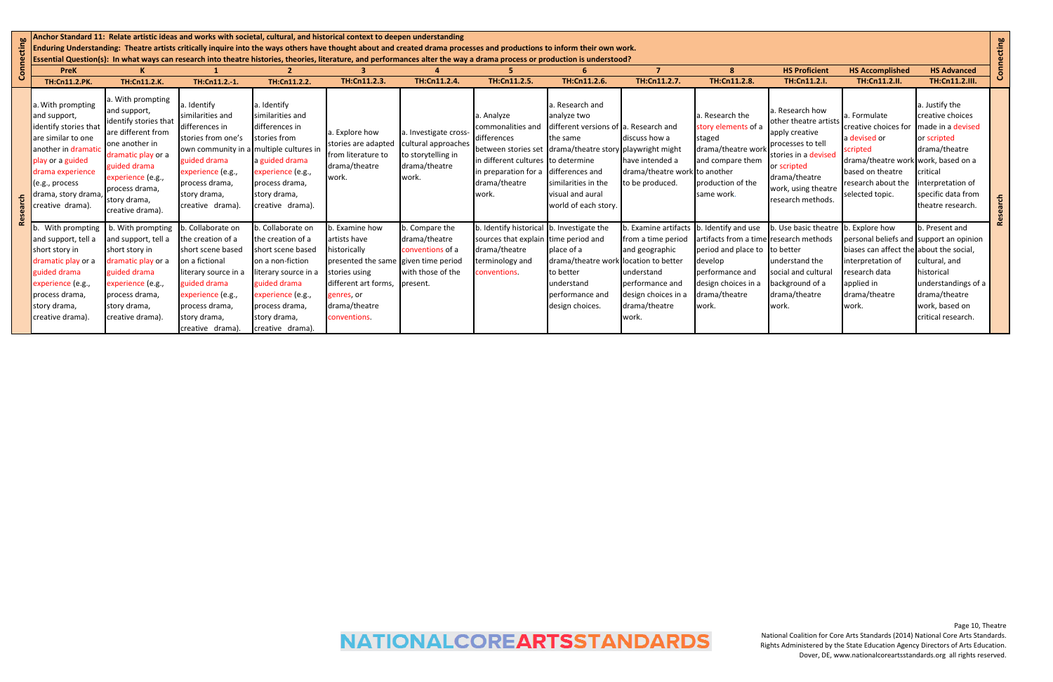**Anchor Standard 11: Relate artistic ideas and works with societal, cultural, and historical context to deepen understanding**

**Enduring Understanding: Theatre artists critically inquire into the ways others have thought about and created drama processes and productions to inform their own work.**

**Essential Question(s): In what ways can research into theatre histories, theories, literature, and performances alter the way a drama process or production is understood?**

| Connecting | PreK | K | 1 | 2 | 3 | 4 | 5 | 6 | 7 | 8 | HS Proficient | HS Accomplished | HS Advanced |
|---|---|---|---|---|---|---|---|---|---|---|---|---|---|
| | **TH:Cn11.2.PK.** | **TH:Cn11.2.K.** | **TH:Cn11.2.-1.** | **TH:Cn11.2.2.** | **TH:Cn11.2.3.** | **TH:Cn11.2.4.** | **TH:Cn11.2.5.** | **TH:Cn11.2.6.** | **TH:Cn11.2.7.** | **TH:Cn11.2.8.** | **TH:Cn11.2.I.** | **TH:Cn11.2.II.** | **TH:Cn11.2.III.** |
| **Research** | a. With prompting and support, identify stories that are similar to one another in dramatic play or a guided drama experience (e.g., process drama, story drama, creative drama). | a. With prompting and support, identify stories that are different from one another in dramatic play or a guided drama experience (e.g., process drama, story drama, creative drama). | a. Identify similarities and differences in stories from one's own community in a guided drama experience (e.g., process drama, story drama, creative drama). | a. Identify similarities and differences in stories from multiple cultures in a guided drama experience (e.g., process drama, story drama, creative drama). | a. Explore how stories are adapted from literature to drama/theatre work. | a. Investigate cross-cultural approaches to storytelling in drama/theatre work. | a. Analyze commonalities and differences between stories set in different cultures in preparation for a drama/theatre work. | a. Research and analyze two different versions of the same drama/theatre story to determine differences and similarities in the visual and aural world of each story. | a. Research and discuss how a playwright might have intended a drama/theatre work to be produced. | a. Research the story elements of a staged drama/theatre work and compare them to another production of the same work. | a. Research how other theatre artists apply creative processes to tell stories in a devised or scripted drama/theatre work, using theatre research methods. | a. Formulate creative choices for a devised or scripted drama/theatre work based on theatre research about the selected topic. | a. Justify the creative choices made in a devised or scripted drama/theatre work, based on a critical interpretation of specific data from theatre research. |
| **Research** | b. With prompting and support, tell a short story in dramatic play or a guided drama experience (e.g., process drama, story drama, creative drama). | b. With prompting and support, tell a short story in dramatic play or a guided drama experience (e.g., process drama, story drama, creative drama). | b. Collaborate on the creation of a short scene based on a fictional literary source in a guided drama experience (e.g., process drama, story drama, creative drama). | b. Collaborate on the creation of a short scene based on a non-fiction literary source in a guided drama experience (e.g., process drama, story drama, creative drama). | b. Examine how artists have historically presented the same stories using different art forms, genres, or drama/theatre conventions. | b. Compare the drama/theatre conventions of a given time period with those of the present. | b. Identify historical sources that explain drama/theatre terminology and conventions. | b. Investigate the time period and place of a drama/theatre work to better understand performance and design choices. | b. Examine artifacts from a time period and geographic location to better understand performance and design choices in a drama/theatre work. | b. Identify and use artifacts from a time period and place to develop performance and design choices in a drama/theatre work. | b. Use basic theatre research methods to better understand the social and cultural background of a drama/theatre work. | b. Explore how personal beliefs and biases can affect the interpretation of research data applied in drama/theatre work. | b. Present and support an opinion about the social, cultural, and historical understandings of a drama/theatre work, based on critical research. |

National Coalition for Core Arts Standards (2014) National Core Arts Standards. Rights Administered by the State Education Agency Directors of Arts Education. Dover, DE, www.nationalcoreartsstandards.org all rights reserved.

NATIONALCOREARTSSTANDARDS